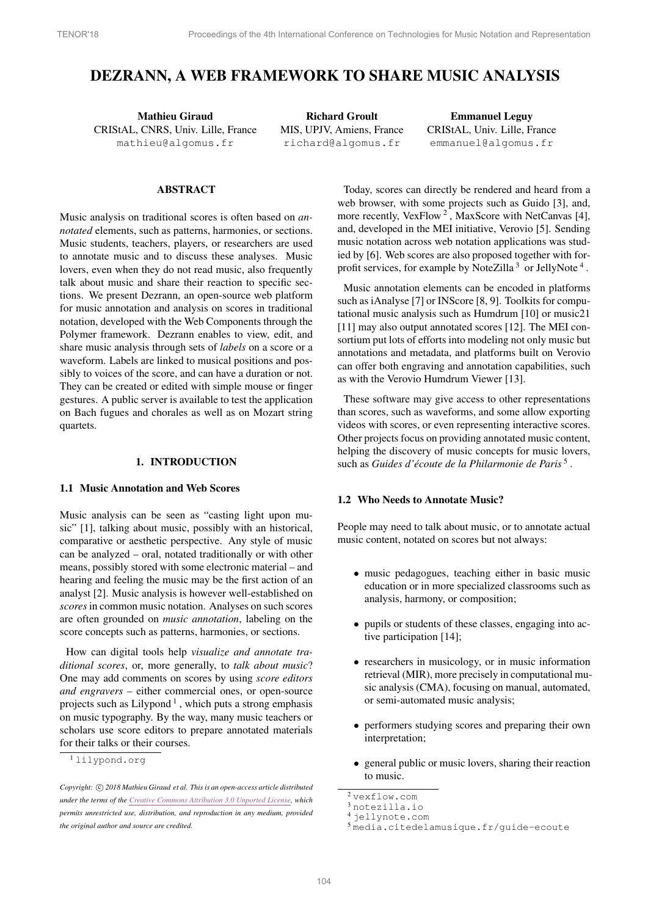# DEZRANN, A WEB FRAMEWORK TO SHARE MUSIC ANALYSIS

**Mathieu Giraud**
CRIStAL, CNRS, Univ. Lille, France
mathieu@algomus.fr

**Richard Groult**
MIS, UPJV, Amiens, France
richard@algomus.fr

**Emmanuel Leguy**
CRIStAL, Univ. Lille, France
emmanuel@algomus.fr

## ABSTRACT

Music analysis on traditional scores is often based on *annotated* elements, such as patterns, harmonies, or sections. Music students, teachers, players, or researchers are used to annotate music and to discuss these analyses. Music lovers, even when they do not read music, also frequently talk about music and share their reaction to specific sections. We present Dezrann, an open-source web platform for music annotation and analysis on scores in traditional notation, developed with the Web Components through the Polymer framework. Dezrann enables to view, edit, and share music analysis through sets of *labels* on a score or a waveform. Labels are linked to musical positions and possibly to voices of the score, and can have a duration or not. They can be created or edited with simple mouse or finger gestures. A public server is available to test the application on Bach fugues and chorales as well as on Mozart string quartets.

## 1. INTRODUCTION

### 1.1 Music Annotation and Web Scores

Music analysis can be seen as "casting light upon music" [1], talking about music, possibly with an historical, comparative or aesthetic perspective. Any style of music can be analyzed – oral, notated traditionally or with other means, possibly stored with some electronic material – and hearing and feeling the music may be the first action of an analyst [2]. Music analysis is however well-established on *scores* in common music notation. Analyses on such scores are often grounded on *music annotation*, labeling on the score concepts such as patterns, harmonies, or sections.

How can digital tools help *visualize and annotate traditional scores*, or, more generally, to *talk about music*? One may add comments on scores by using *score editors and engravers* – either commercial ones, or open-source projects such as Lilypond [1], which puts a strong emphasis on music typography. By the way, many music teachers or scholars use score editors to prepare annotated materials for their talks or their courses.

Today, scores can directly be rendered and heard from a web browser, with some projects such as Guido [3], and, more recently, VexFlow [2], MaxScore with NetCanvas [4], and, developed in the MEI initiative, Verovio [5]. Sending music notation across web notation applications was studied by [6]. Web scores are also proposed together with for-profit services, for example by NoteZilla [3] or JellyNote [4].

Music annotation elements can be encoded in platforms such as iAnalyse [7] or INScore [8, 9]. Toolkits for computational music analysis such as Humdrum [10] or music21 [11] may also output annotated scores [12]. The MEI consortium put lots of efforts into modeling not only music but annotations and metadata, and platforms built on Verovio can offer both engraving and annotation capabilities, such as with the Verovio Humdrum Viewer [13].

These software may give access to other representations than scores, such as waveforms, and some allow exporting videos with scores, or even representing interactive scores. Other projects focus on providing annotated music content, helping the discovery of music concepts for music lovers, such as *Guides d'écoute de la Philarmonie de Paris* [5].

### 1.2 Who Needs to Annotate Music?

People may need to talk about music, or to annotate actual music content, notated on scores but not always:

- music pedagogues, teaching either in basic music education or in more specialized classrooms such as analysis, harmony, or composition;
- pupils or students of these classes, engaging into active participation [14];
- researchers in musicology, or in music information retrieval (MIR), more precisely in computational music analysis (CMA), focusing on manual, automated, or semi-automated music analysis;
- performers studying scores and preparing their own interpretation;
- general public or music lovers, sharing their reaction to music.

[1] lilypond.org

[2] vexflow.com

[3] notezilla.io

[4] jellynote.com

[5] media.citedelamusique.fr/guide-ecoute

*Copyright: © 2018 Mathieu Giraud et al. This is an open-access article distributed under the terms of the Creative Commons Attribution 3.0 Unported License, which permits unrestricted use, distribution, and reproduction in any medium, provided the original author and source are credited.*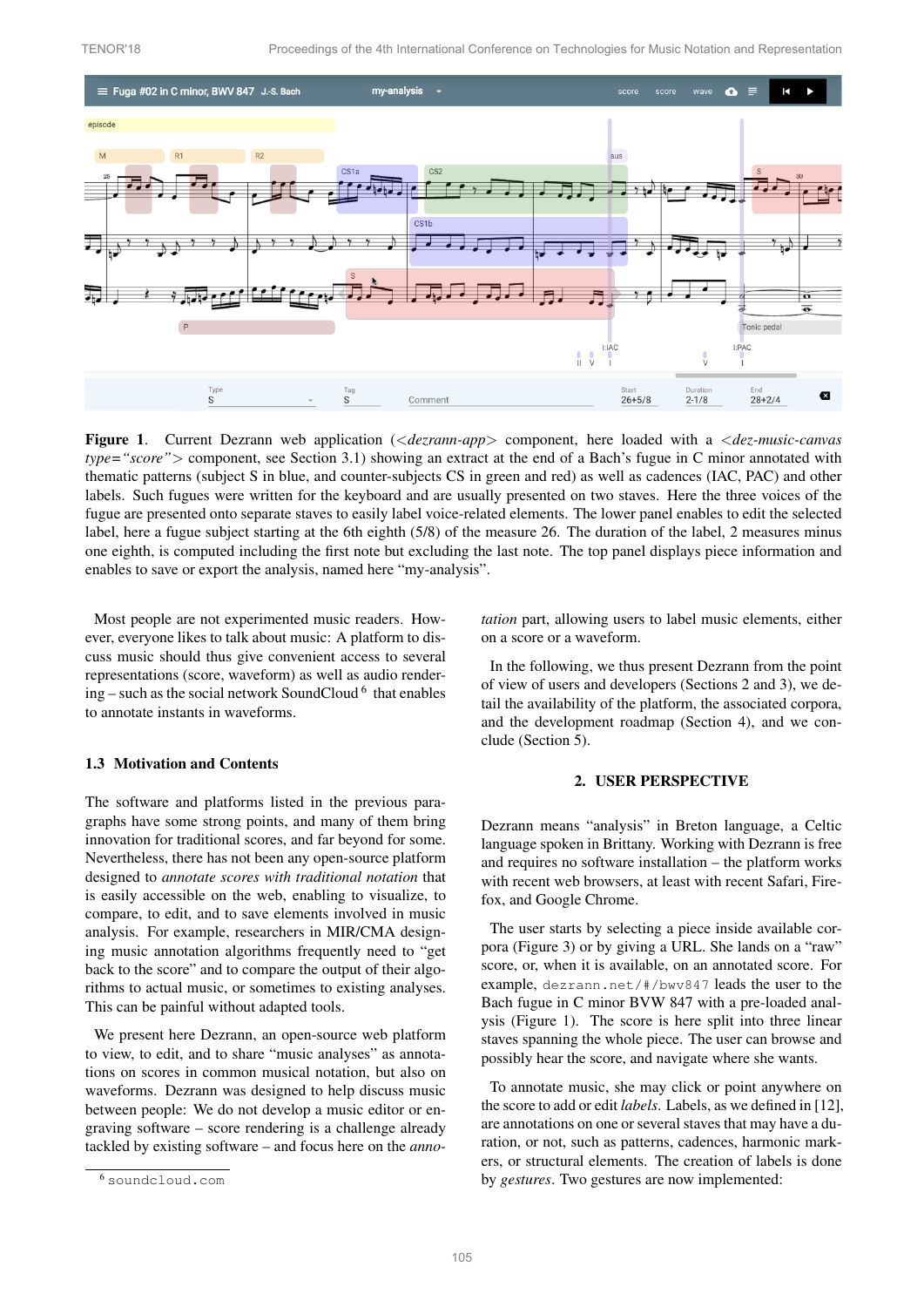**Figure 1**. Current Dezrann web application (*<dezrann-app>* component, here loaded with a *<dez-music-canvas type="score">* component, see Section 3.1) showing an extract at the end of a Bach's fugue in C minor annotated with thematic patterns (subject S in blue, and counter-subjects CS in green and red) as well as cadences (IAC, PAC) and other labels. Such fugues were written for the keyboard and are usually presented on two staves. Here the three voices of the fugue are presented onto separate staves to easily label voice-related elements. The lower panel enables to edit the selected label, here a fugue subject starting at the 6th eighth (5/8) of the measure 26. The duration of the label, 2 measures minus one eighth, is computed including the first note but excluding the last note. The top panel displays piece information and enables to save or export the analysis, named here "my-analysis".

Most people are not experimented music readers. However, everyone likes to talk about music: A platform to discuss music should thus give convenient access to several representations (score, waveform) as well as audio rendering – such as the social network SoundCloud [6] that enables to annotate instants in waveforms.

### 1.3 Motivation and Contents

The software and platforms listed in the previous paragraphs have some strong points, and many of them bring innovation for traditional scores, and far beyond for some. Nevertheless, there has not been any open-source platform designed to *annotate scores with traditional notation* that is easily accessible on the web, enabling to visualize, to compare, to edit, and to save elements involved in music analysis. For example, researchers in MIR/CMA designing music annotation algorithms frequently need to "get back to the score" and to compare the output of their algorithms to actual music, or sometimes to existing analyses. This can be painful without adapted tools.

We present here Dezrann, an open-source web platform to view, to edit, and to share "music analyses" as annotations on scores in common musical notation, but also on waveforms. Dezrann was designed to help discuss music between people: We do not develop a music editor or engraving software – score rendering is a challenge already tackled by existing software – and focus here on the *annotation* part, allowing users to label music elements, either on a score or a waveform.

In the following, we thus present Dezrann from the point of view of users and developers (Sections 2 and 3), we detail the availability of the platform, the associated corpora, and the development roadmap (Section 4), and we conclude (Section 5).

## 2. USER PERSPECTIVE

Dezrann means "analysis" in Breton language, a Celtic language spoken in Brittany. Working with Dezrann is free and requires no software installation – the platform works with recent web browsers, at least with recent Safari, Firefox, and Google Chrome.

The user starts by selecting a piece inside available corpora (Figure 3) or by giving a URL. She lands on a "raw" score, or, when it is available, on an annotated score. For example, `dezrann.net/#/bwv847` leads the user to the Bach fugue in C minor BVW 847 with a pre-loaded analysis (Figure 1). The score is here split into three linear staves spanning the whole piece. The user can browse and possibly hear the score, and navigate where she wants.

To annotate music, she may click or point anywhere on the score to add or edit *labels*. Labels, as we defined in [12], are annotations on one or several staves that may have a duration, or not, such as patterns, cadences, harmonic markers, or structural elements. The creation of labels is done by *gestures*. Two gestures are now implemented:

[6] `soundcloud.com`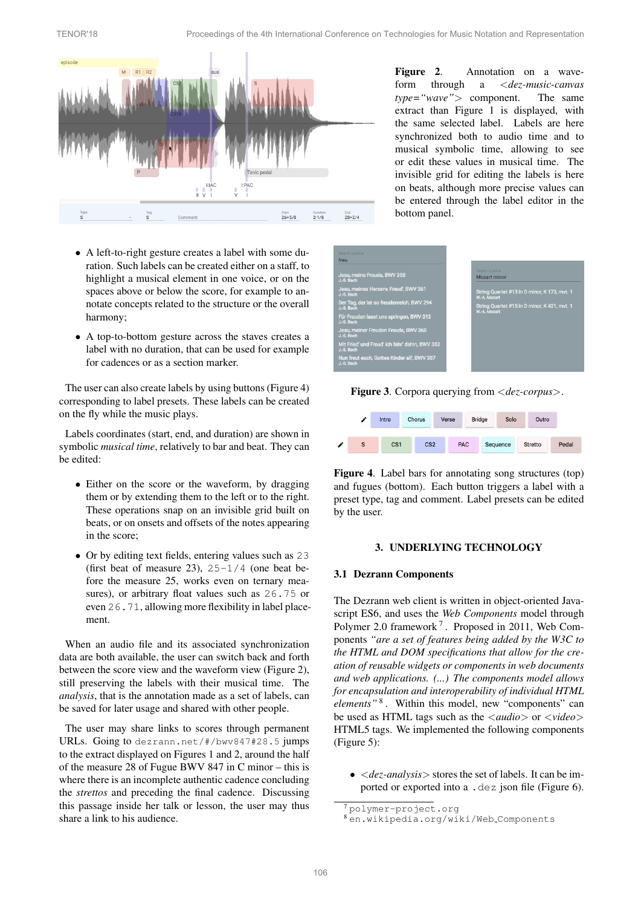**Figure 2**. Annotation on a waveform through a *<dez-music-canvas type="wave">* component. The same extract than Figure 1 is displayed, with the same selected label. Labels are here synchronized both to audio time and to musical symbolic time, allowing to see or edit these values in musical time. The invisible grid for editing the labels is here on beats, although more precise values can be entered through the label editor in the bottom panel.

- A left-to-right gesture creates a label with some duration. Such labels can be created either on a staff, to highlight a musical element in one voice, or on the spaces above or below the score, for example to annotate concepts related to the structure or the overall harmony;
- A top-to-bottom gesture across the staves creates a label with no duration, that can be used for example for cadences or as a section marker.

The user can also create labels by using buttons (Figure 4) corresponding to label presets. These labels can be created on the fly while the music plays.

Labels coordinates (start, end, and duration) are shown in symbolic *musical time*, relatively to bar and beat. They can be edited:

- Either on the score or the waveform, by dragging them or by extending them to the left or to the right. These operations snap on an invisible grid built on beats, or on onsets and offsets of the notes appearing in the score;
- Or by editing text fields, entering values such as `23` (first beat of measure 23), `25-1/4` (one beat before the measure 25, works even on ternary measures), or arbitrary float values such as `26.75` or even `26.71`, allowing more flexibility in label placement.

When an audio file and its associated synchronization data are both available, the user can switch back and forth between the score view and the waveform view (Figure 2), still preserving the labels with their musical time. The *analysis*, that is the annotation made as a set of labels, can be saved for later usage and shared with other people.

The user may share links to scores through permanent URLs. Going to `dezrann.net/#/bwv847#28.5` jumps to the extract displayed on Figures 1 and 2, around the half of the measure 28 of Fugue BWV 847 in C minor – this is where there is an incomplete authentic cadence concluding the *strettos* and preceding the final cadence. Discussing this passage inside her talk or lesson, the user may thus share a link to his audience.

**Figure 3**. Corpora querying from *<dez-corpus>*.

**Figure 4**. Label bars for annotating song structures (top) and fugues (bottom). Each button triggers a label with a preset type, tag and comment. Label presets can be edited by the user.

## 3. UNDERLYING TECHNOLOGY

### 3.1 Dezrann Components

The Dezrann web client is written in object-oriented JavaScript ES6, and uses the *Web Components* model through Polymer 2.0 framework [7]. Proposed in 2011, Web Components *"are a set of features being added by the W3C to the HTML and DOM specifications that allow for the creation of reusable widgets or components in web documents and web applications. (...) The components model allows for encapsulation and interoperability of individual HTML elements"* [8]. Within this model, new "components" can be used as HTML tags such as the *<audio>* or *<video>* HTML5 tags. We implemented the following components (Figure 5):

- *<dez-analysis>* stores the set of labels. It can be imported or exported into a `.dez` json file (Figure 6).

[7] `polymer-project.org`
[8] `en.wikipedia.org/wiki/Web_Components`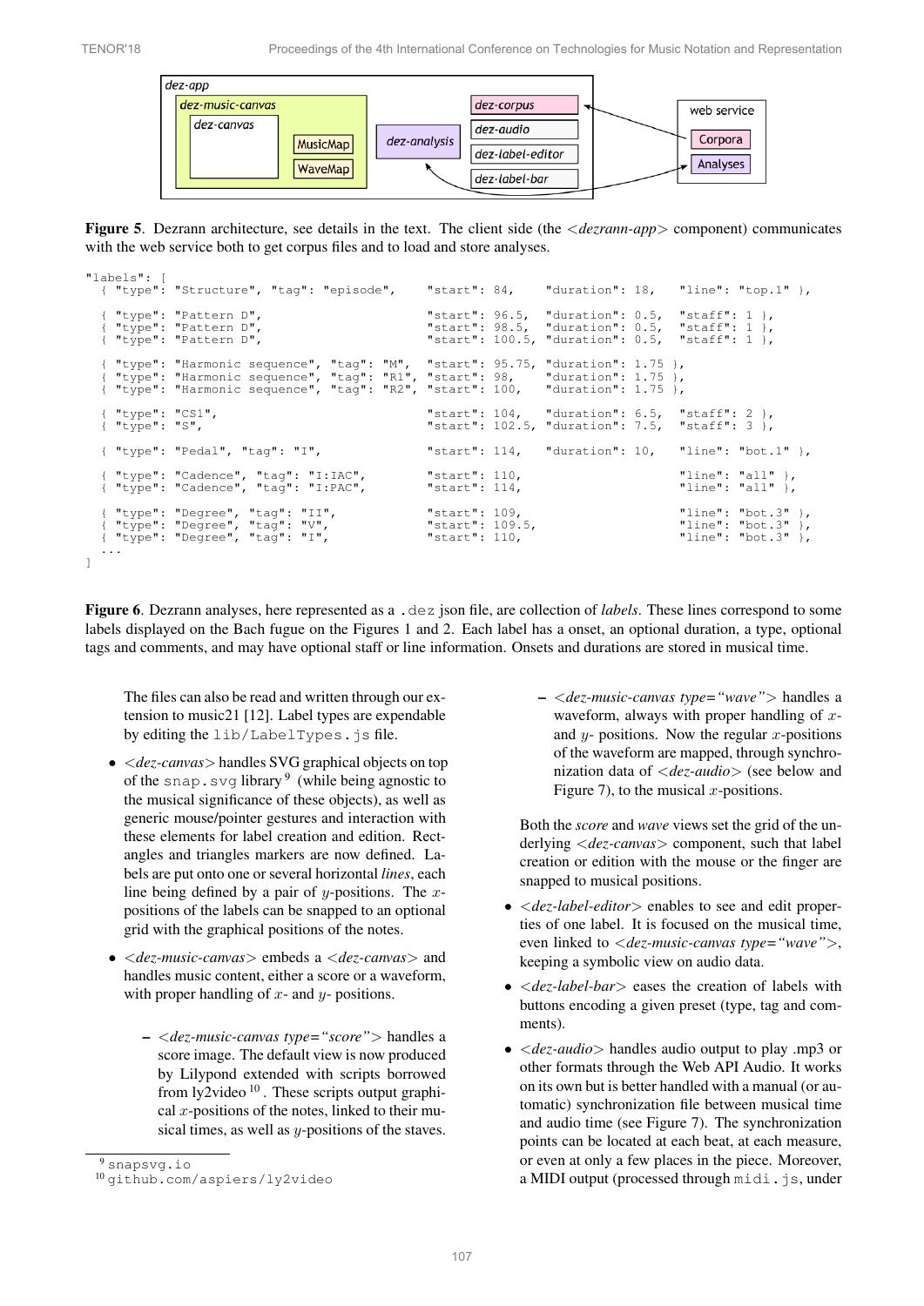**Figure 5**. Dezrann architecture, see details in the text. The client side (the *<dezrann-app>* component) communicates with the web service both to get corpus files and to load and store analyses.

```
"labels": [
  { "type": "Structure", "tag": "episode",    "start": 84,    "duration": 18,   "line": "top.1" },

  { "type": "Pattern D",                      "start": 96.5,  "duration": 0.5,  "staff": 1 },
  { "type": "Pattern D",                      "start": 98.5,  "duration": 0.5,  "staff": 1 },
  { "type": "Pattern D",                      "start": 100.5, "duration": 0.5,  "staff": 1 },

  { "type": "Harmonic sequence", "tag": "M",  "start": 95.75, "duration": 1.75 },
  { "type": "Harmonic sequence", "tag": "R1", "start": 98,    "duration": 1.75 },
  { "type": "Harmonic sequence", "tag": "R2", "start": 100,   "duration": 1.75 },

  { "type": "CS1",                            "start": 104,   "duration": 6.5,  "staff": 2 },
  { "type": "S",                              "start": 102.5, "duration": 7.5,  "staff": 3 },

  { "type": "Pedal", "tag": "I",              "start": 114,   "duration": 10,   "line": "bot.1" },

  { "type": "Cadence", "tag": "I:IAC",        "start": 110,                     "line": "all" },
  { "type": "Cadence", "tag": "I:PAC",        "start": 114,                     "line": "all" },

  { "type": "Degree", "tag": "II",            "start": 109,                     "line": "bot.3" },
  { "type": "Degree", "tag": "V",             "start": 109.5,                   "line": "bot.3" },
  { "type": "Degree", "tag": "I",             "start": 110,                     "line": "bot.3" },
  ...
]
```

**Figure 6**. Dezrann analyses, here represented as a `.dez` json file, are collection of *labels*. These lines correspond to some labels displayed on the Bach fugue on the Figures 1 and 2. Each label has a onset, an optional duration, a type, optional tags and comments, and may have optional staff or line information. Onsets and durations are stored in musical time.

The files can also be read and written through our extension to music21 [12]. Label types are expendable by editing the `lib/LabelTypes.js` file.

- *<dez-canvas>* handles SVG graphical objects on top of the `snap.svg` library [9] (while being agnostic to the musical significance of these objects), as well as generic mouse/pointer gestures and interaction with these elements for label creation and edition. Rectangles and triangles markers are now defined. Labels are put onto one or several horizontal *lines*, each line being defined by a pair of $y$-positions. The $x$-positions of the labels can be snapped to an optional grid with the graphical positions of the notes.

- *<dez-music-canvas>* embeds a *<dez-canvas>* and handles music content, either a score or a waveform, with proper handling of $x$- and $y$- positions.

  - *<dez-music-canvas type="score">* handles a score image. The default view is now produced by Lilypond extended with scripts borrowed from ly2video [10]. These scripts output graphical $x$-positions of the notes, linked to their musical times, as well as $y$-positions of the staves.
  - *<dez-music-canvas type="wave">* handles a waveform, always with proper handling of $x$- and $y$- positions. Now the regular $x$-positions of the waveform are mapped, through synchronization data of *<dez-audio>* (see below and Figure 7), to the musical $x$-positions.

  Both the *score* and *wave* views set the grid of the underlying *<dez-canvas>* component, such that label creation or edition with the mouse or the finger are snapped to musical positions.

- *<dez-label-editor>* enables to see and edit properties of one label. It is focused on the musical time, even linked to *<dez-music-canvas type="wave">*, keeping a symbolic view on audio data.

- *<dez-label-bar>* eases the creation of labels with buttons encoding a given preset (type, tag and comments).

- *<dez-audio>* handles audio output to play .mp3 or other formats through the Web API Audio. It works on its own but is better handled with a manual (or automatic) synchronization file between musical time and audio time (see Figure 7). The synchronization points can be located at each beat, at each measure, or even at only a few places in the piece. Moreover, a MIDI output (processed through `midi.js`, under

[9] `snapsvg.io`

[10] `github.com/aspiers/ly2video`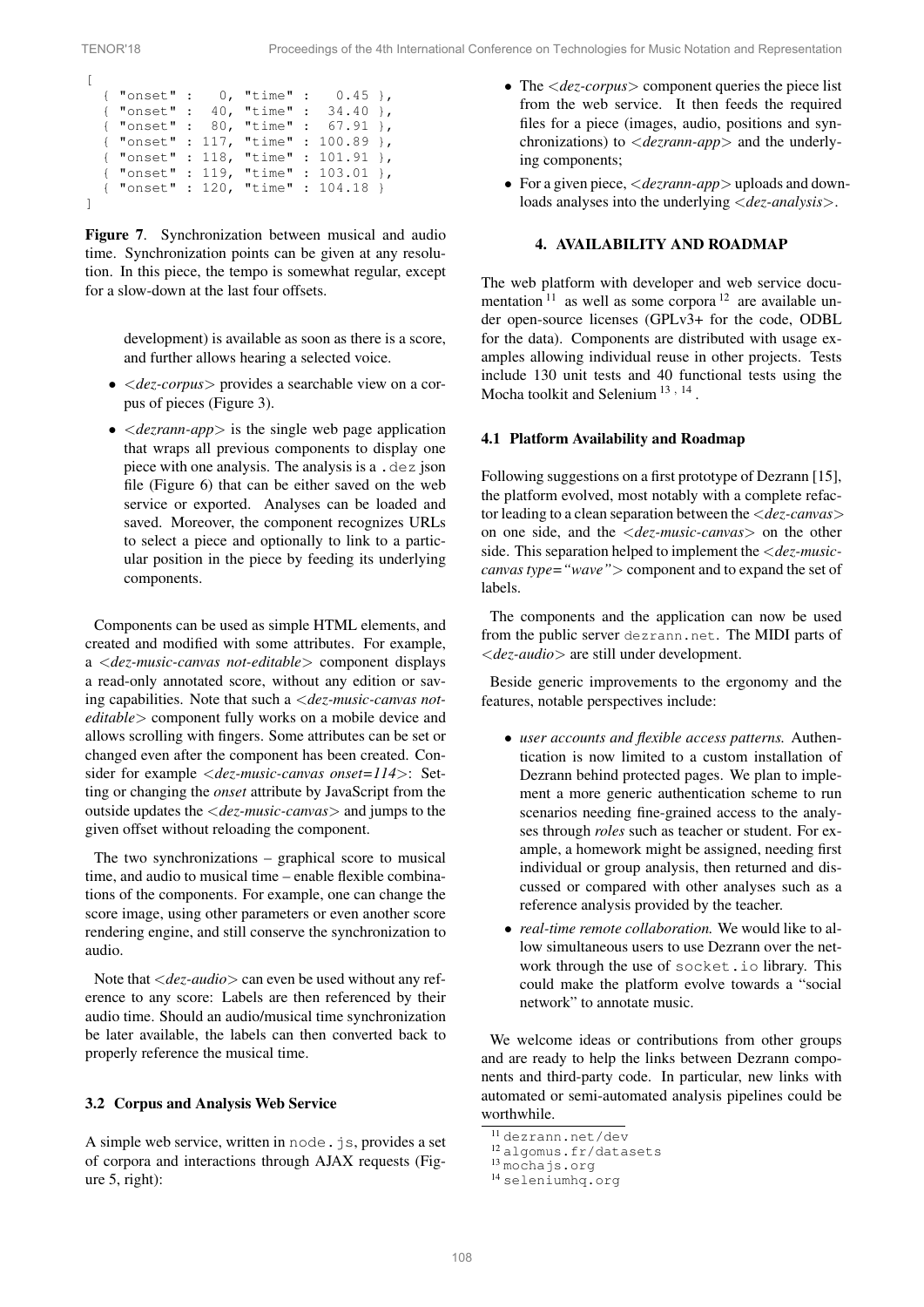```
[
  { "onset" :   0, "time" :   0.45 },
  { "onset" :  40, "time" :  34.40 },
  { "onset" :  80, "time" :  67.91 },
  { "onset" : 117, "time" : 100.89 },
  { "onset" : 118, "time" : 101.91 },
  { "onset" : 119, "time" : 103.01 },
  { "onset" : 120, "time" : 104.18 }
]
```

**Figure 7**. Synchronization between musical and audio time. Synchronization points can be given at any resolution. In this piece, the tempo is somewhat regular, except for a slow-down at the last four offsets.

development) is available as soon as there is a score, and further allows hearing a selected voice.

- *<dez-corpus>* provides a searchable view on a corpus of pieces (Figure 3).
- *<dezrann-app>* is the single web page application that wraps all previous components to display one piece with one analysis. The analysis is a `.dez` json file (Figure 6) that can be either saved on the web service or exported. Analyses can be loaded and saved. Moreover, the component recognizes URLs to select a piece and optionally to link to a particular position in the piece by feeding its underlying components.

Components can be used as simple HTML elements, and created and modified with some attributes. For example, a *<dez-music-canvas not-editable>* component displays a read-only annotated score, without any edition or saving capabilities. Note that such a *<dez-music-canvas not-editable>* component fully works on a mobile device and allows scrolling with fingers. Some attributes can be set or changed even after the component has been created. Consider for example *<dez-music-canvas onset=114>*: Setting or changing the *onset* attribute by JavaScript from the outside updates the *<dez-music-canvas>* and jumps to the given offset without reloading the component.

The two synchronizations – graphical score to musical time, and audio to musical time – enable flexible combinations of the components. For example, one can change the score image, using other parameters or even another score rendering engine, and still conserve the synchronization to audio.

Note that *<dez-audio>* can even be used without any reference to any score: Labels are then referenced by their audio time. Should an audio/musical time synchronization be later available, the labels can then converted back to properly reference the musical time.

### 3.2 Corpus and Analysis Web Service

A simple web service, written in `node.js`, provides a set of corpora and interactions through AJAX requests (Figure 5, right):

- The *<dez-corpus>* component queries the piece list from the web service. It then feeds the required files for a piece (images, audio, positions and synchronizations) to *<dezrann-app>* and the underlying components;
- For a given piece, *<dezrann-app>* uploads and downloads analyses into the underlying *<dez-analysis>*.

## 4. AVAILABILITY AND ROADMAP

The web platform with developer and web service documentation [11] as well as some corpora [12] are available under open-source licenses (GPLv3+ for the code, ODBL for the data). Components are distributed with usage examples allowing individual reuse in other projects. Tests include 130 unit tests and 40 functional tests using the Mocha toolkit and Selenium [13, 14].

### 4.1 Platform Availability and Roadmap

Following suggestions on a first prototype of Dezrann [15], the platform evolved, most notably with a complete refactor leading to a clean separation between the *<dez-canvas>* on one side, and the *<dez-music-canvas>* on the other side. This separation helped to implement the *<dez-music-canvas type="wave">* component and to expand the set of labels.

The components and the application can now be used from the public server `dezrann.net`. The MIDI parts of *<dez-audio>* are still under development.

Beside generic improvements to the ergonomy and the features, notable perspectives include:

- *user accounts and flexible access patterns.* Authentication is now limited to a custom installation of Dezrann behind protected pages. We plan to implement a more generic authentication scheme to run scenarios needing fine-grained access to the analyses through *roles* such as teacher or student. For example, a homework might be assigned, needing first individual or group analysis, then returned and discussed or compared with other analyses such as a reference analysis provided by the teacher.
- *real-time remote collaboration.* We would like to allow simultaneous users to use Dezrann over the network through the use of `socket.io` library. This could make the platform evolve towards a "social network" to annotate music.

We welcome ideas or contributions from other groups and are ready to help the links between Dezrann components and third-party code. In particular, new links with automated or semi-automated analysis pipelines could be worthwhile.

[11] `dezrann.net/dev`

[12] `algomus.fr/datasets`

[13] `mochajs.org`

[14] `seleniumhq.org`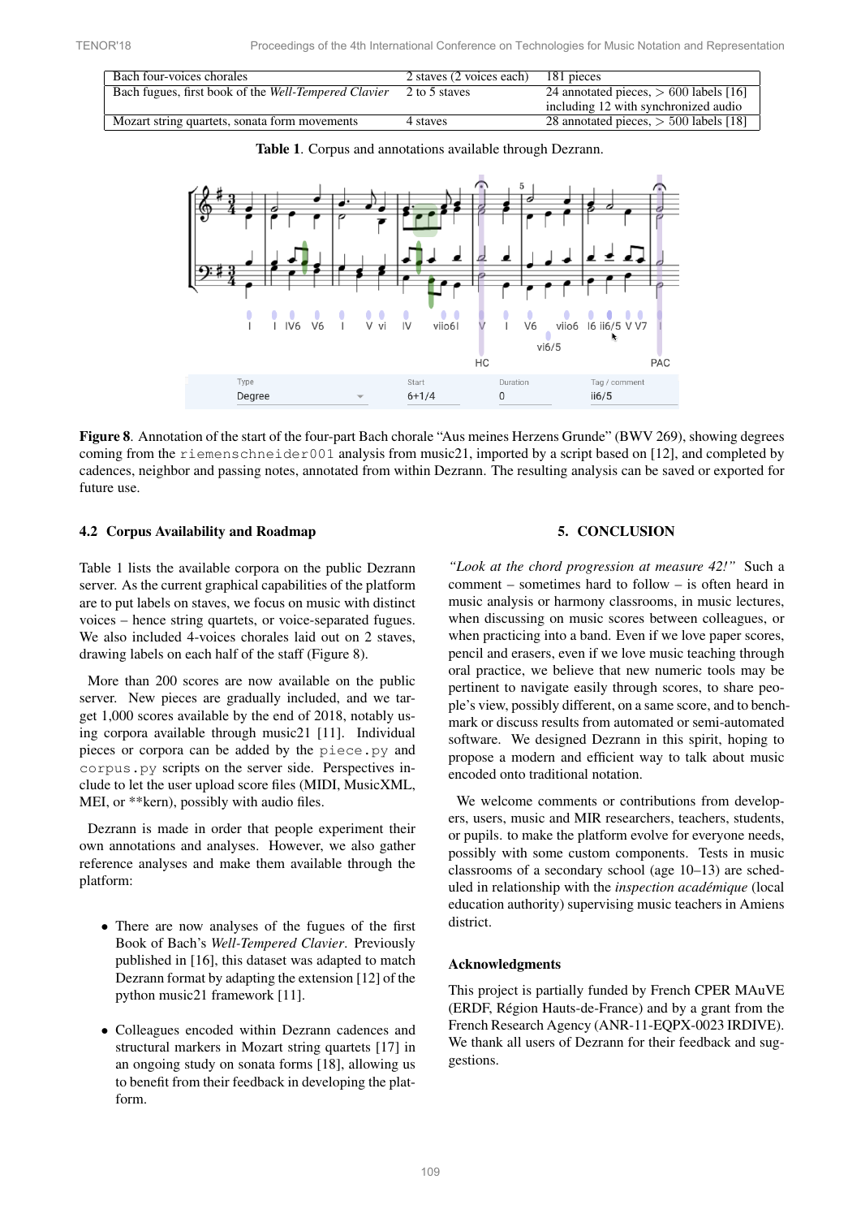| Bach four-voices chorales | 2 staves (2 voices each) | 181 pieces |
|---|---|---|
| Bach fugues, first book of the *Well-Tempered Clavier* | 2 to 5 staves | 24 annotated pieces, > 600 labels [16] including 12 with synchronized audio |
| Mozart string quartets, sonata form movements | 4 staves | 28 annotated pieces, > 500 labels [18] |

**Table 1**. Corpus and annotations available through Dezrann.

**Figure 8**. Annotation of the start of the four-part Bach chorale "Aus meines Herzens Grunde" (BWV 269), showing degrees coming from the `riemenschneider001` analysis from music21, imported by a script based on [12], and completed by cadences, neighbor and passing notes, annotated from within Dezrann. The resulting analysis can be saved or exported for future use.

### 4.2 Corpus Availability and Roadmap

Table 1 lists the available corpora on the public Dezrann server. As the current graphical capabilities of the platform are to put labels on staves, we focus on music with distinct voices – hence string quartets, or voice-separated fugues. We also included 4-voices chorales laid out on 2 staves, drawing labels on each half of the staff (Figure 8).

More than 200 scores are now available on the public server. New pieces are gradually included, and we target 1,000 scores available by the end of 2018, notably using corpora available through music21 [11]. Individual pieces or corpora can be added by the `piece.py` and `corpus.py` scripts on the server side. Perspectives include to let the user upload score files (MIDI, MusicXML, MEI, or **kern), possibly with audio files.

Dezrann is made in order that people experiment their own annotations and analyses. However, we also gather reference analyses and make them available through the platform:

- There are now analyses of the fugues of the first Book of Bach's *Well-Tempered Clavier*. Previously published in [16], this dataset was adapted to match Dezrann format by adapting the extension [12] of the python music21 framework [11].
- Colleagues encoded within Dezrann cadences and structural markers in Mozart string quartets [17] in an ongoing study on sonata forms [18], allowing us to benefit from their feedback in developing the platform.

## 5. CONCLUSION

*"Look at the chord progression at measure 42!"* Such a comment – sometimes hard to follow – is often heard in music analysis or harmony classrooms, in music lectures, when discussing on music scores between colleagues, or when practicing into a band. Even if we love paper scores, pencil and erasers, even if we love music teaching through oral practice, we believe that new numeric tools may be pertinent to navigate easily through scores, to share people's view, possibly different, on a same score, and to benchmark or discuss results from automated or semi-automated software. We designed Dezrann in this spirit, hoping to propose a modern and efficient way to talk about music encoded onto traditional notation.

We welcome comments or contributions from developers, users, music and MIR researchers, teachers, students, or pupils. to make the platform evolve for everyone needs, possibly with some custom components. Tests in music classrooms of a secondary school (age 10–13) are scheduled in relationship with the *inspection académique* (local education authority) supervising music teachers in Amiens district.

### Acknowledgments

This project is partially funded by French CPER MAuVE (ERDF, Région Hauts-de-France) and by a grant from the French Research Agency (ANR-11-EQPX-0023 IRDIVE). We thank all users of Dezrann for their feedback and suggestions.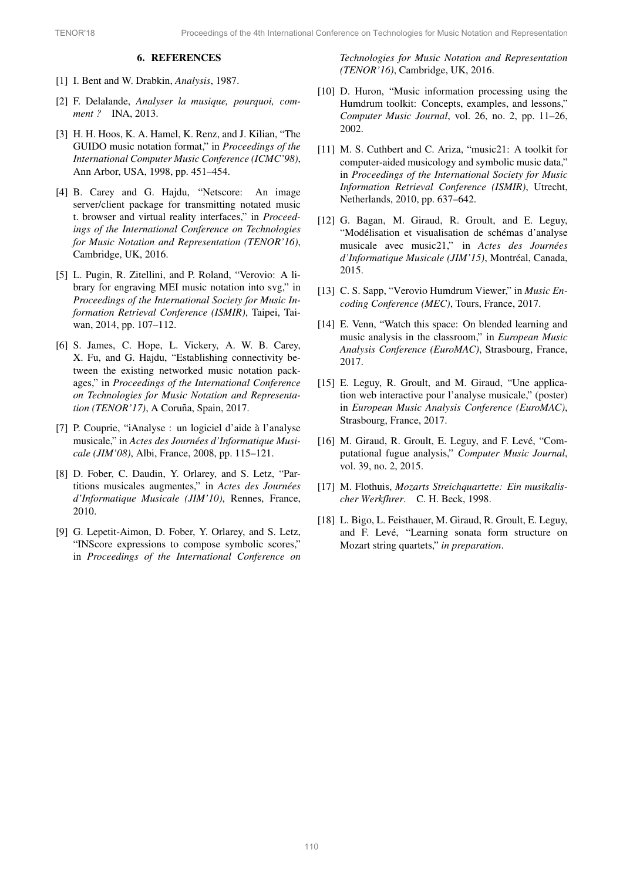## 6. REFERENCES

[1] I. Bent and W. Drabkin, *Analysis*, 1987.

[2] F. Delalande, *Analyser la musique, pourquoi, comment ?* INA, 2013.

[3] H. H. Hoos, K. A. Hamel, K. Renz, and J. Kilian, "The GUIDO music notation format," in *Proceedings of the International Computer Music Conference (ICMC'98)*, Ann Arbor, USA, 1998, pp. 451–454.

[4] B. Carey and G. Hajdu, "Netscore: An image server/client package for transmitting notated music t. browser and virtual reality interfaces," in *Proceedings of the International Conference on Technologies for Music Notation and Representation (TENOR'16)*, Cambridge, UK, 2016.

[5] L. Pugin, R. Zitellini, and P. Roland, "Verovio: A library for engraving MEI music notation into svg," in *Proceedings of the International Society for Music Information Retrieval Conference (ISMIR)*, Taipei, Taiwan, 2014, pp. 107–112.

[6] S. James, C. Hope, L. Vickery, A. W. B. Carey, X. Fu, and G. Hajdu, "Establishing connectivity between the existing networked music notation packages," in *Proceedings of the International Conference on Technologies for Music Notation and Representation (TENOR'17)*, A Coruña, Spain, 2017.

[7] P. Couprie, "iAnalyse : un logiciel d'aide à l'analyse musicale," in *Actes des Journées d'Informatique Musicale (JIM'08)*, Albi, France, 2008, pp. 115–121.

[8] D. Fober, C. Daudin, Y. Orlarey, and S. Letz, "Partitions musicales augmentes," in *Actes des Journées d'Informatique Musicale (JIM'10)*, Rennes, France, 2010.

[9] G. Lepetit-Aimon, D. Fober, Y. Orlarey, and S. Letz, "INScore expressions to compose symbolic scores," in *Proceedings of the International Conference on Technologies for Music Notation and Representation (TENOR'16)*, Cambridge, UK, 2016.

[10] D. Huron, "Music information processing using the Humdrum toolkit: Concepts, examples, and lessons," *Computer Music Journal*, vol. 26, no. 2, pp. 11–26, 2002.

[11] M. S. Cuthbert and C. Ariza, "music21: A toolkit for computer-aided musicology and symbolic music data," in *Proceedings of the International Society for Music Information Retrieval Conference (ISMIR)*, Utrecht, Netherlands, 2010, pp. 637–642.

[12] G. Bagan, M. Giraud, R. Groult, and E. Leguy, "Modélisation et visualisation de schémas d'analyse musicale avec music21," in *Actes des Journées d'Informatique Musicale (JIM'15)*, Montréal, Canada, 2015.

[13] C. S. Sapp, "Verovio Humdrum Viewer," in *Music Encoding Conference (MEC)*, Tours, France, 2017.

[14] E. Venn, "Watch this space: On blended learning and music analysis in the classroom," in *European Music Analysis Conference (EuroMAC)*, Strasbourg, France, 2017.

[15] E. Leguy, R. Groult, and M. Giraud, "Une application web interactive pour l'analyse musicale," (poster) in *European Music Analysis Conference (EuroMAC)*, Strasbourg, France, 2017.

[16] M. Giraud, R. Groult, E. Leguy, and F. Levé, "Computational fugue analysis," *Computer Music Journal*, vol. 39, no. 2, 2015.

[17] M. Flothuis, *Mozarts Streichquartette: Ein musikalischer Werkfhrer*. C. H. Beck, 1998.

[18] L. Bigo, L. Feisthauer, M. Giraud, R. Groult, E. Leguy, and F. Levé, "Learning sonata form structure on Mozart string quartets," *in preparation*.